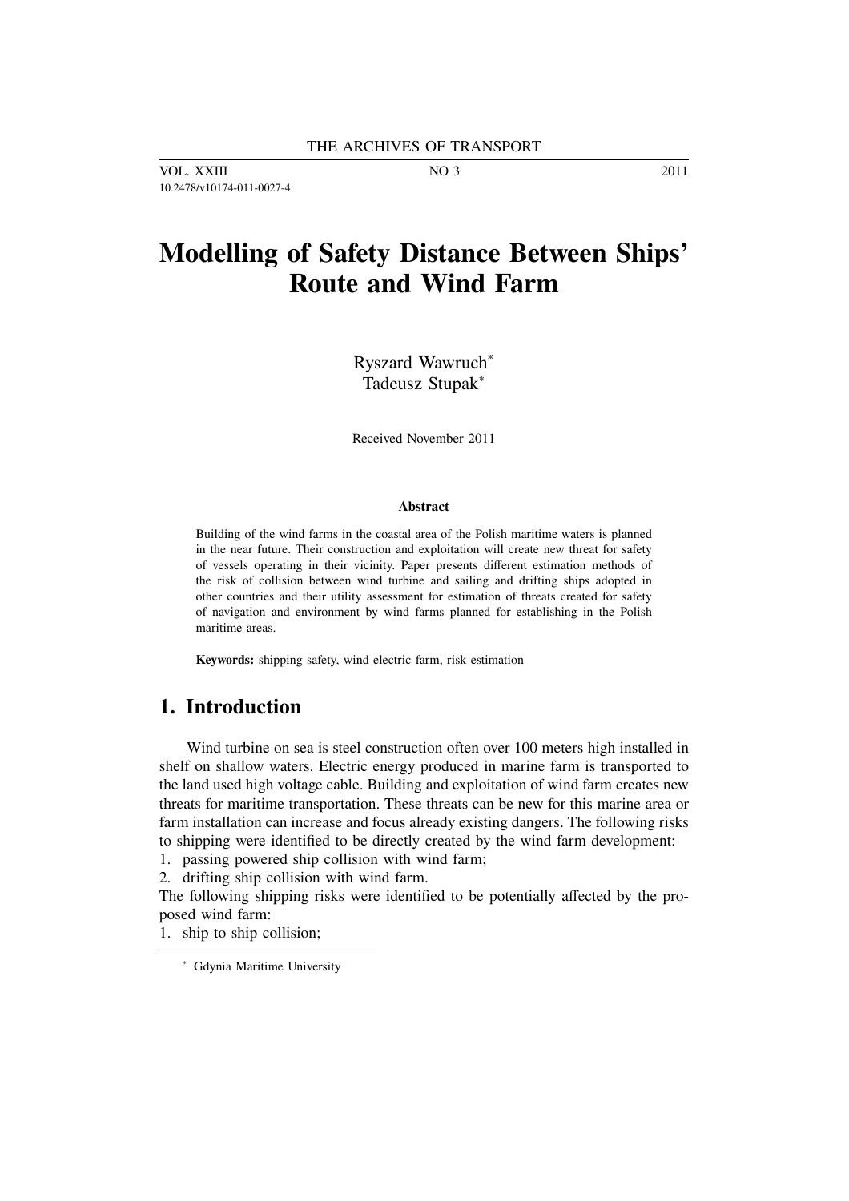# Modelling of Safety Distance Between Ships' Route and Wind Farm

Ryszard Wawruch*
Tadeusz Stupak*

Received November 2011

**Abstract**

Building of the wind farms in the coastal area of the Polish maritime waters is planned in the near future. Their construction and exploitation will create new threat for safety of vessels operating in their vicinity. Paper presents different estimation methods of the risk of collision between wind turbine and sailing and drifting ships adopted in other countries and their utility assessment for estimation of threats created for safety of navigation and environment by wind farms planned for establishing in the Polish maritime areas.

**Keywords:** shipping safety, wind electric farm, risk estimation

## 1. Introduction

Wind turbine on sea is steel construction often over 100 meters high installed in shelf on shallow waters. Electric energy produced in marine farm is transported to the land used high voltage cable. Building and exploitation of wind farm creates new threats for maritime transportation. These threats can be new for this marine area or farm installation can increase and focus already existing dangers. The following risks to shipping were identified to be directly created by the wind farm development:

1. passing powered ship collision with wind farm;
2. drifting ship collision with wind farm.

The following shipping risks were identified to be potentially affected by the proposed wind farm:

1. ship to ship collision;

* Gdynia Maritime University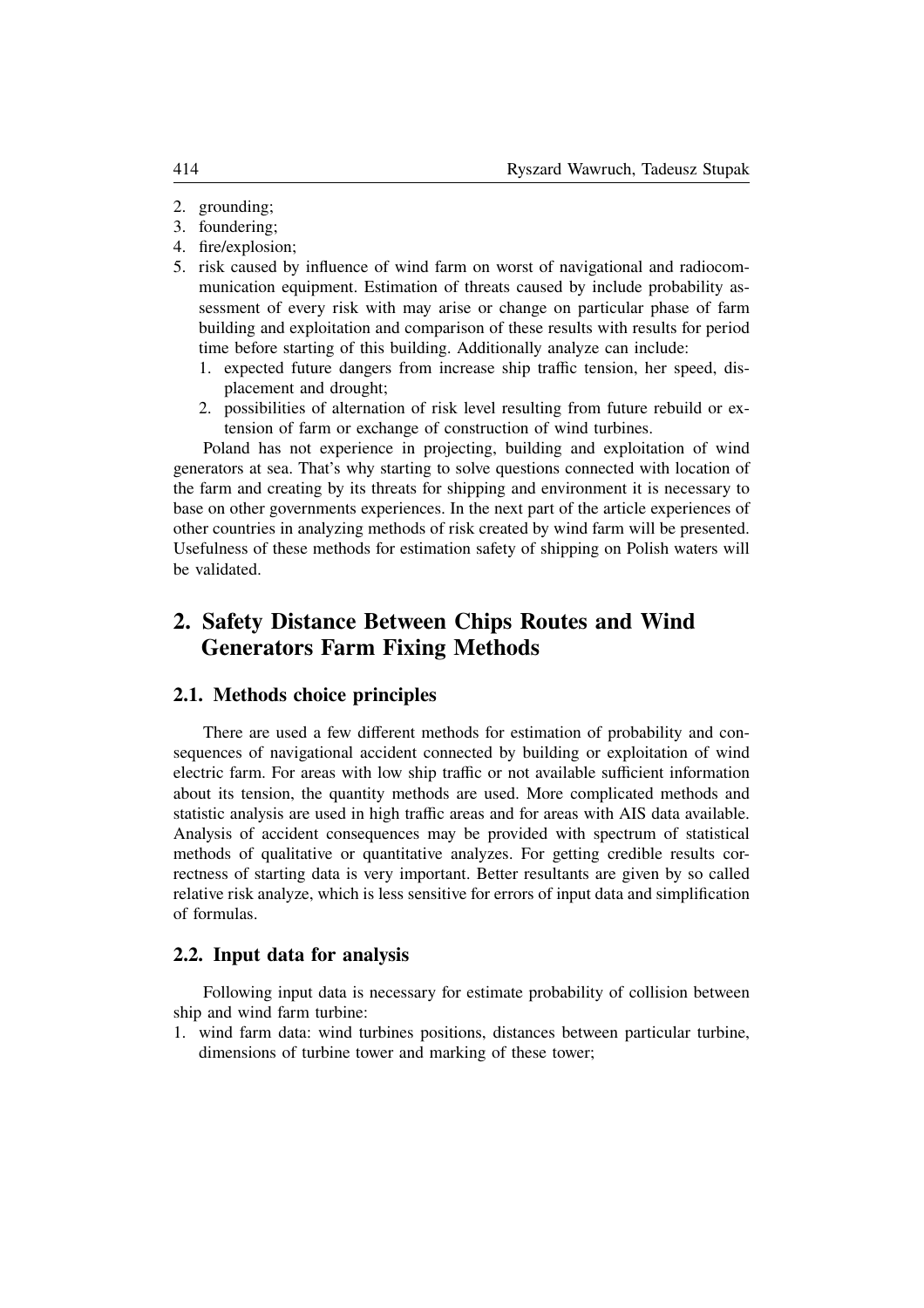2. grounding;
3. foundering;
4. fire/explosion;
5. risk caused by influence of wind farm on worst of navigational and radiocommunication equipment. Estimation of threats caused by include probability assessment of every risk with may arise or change on particular phase of farm building and exploitation and comparison of these results with results for period time before starting of this building. Additionally analyze can include:
   1. expected future dangers from increase ship traffic tension, her speed, displacement and drought;
   2. possibilities of alternation of risk level resulting from future rebuild or extension of farm or exchange of construction of wind turbines.

Poland has not experience in projecting, building and exploitation of wind generators at sea. That's why starting to solve questions connected with location of the farm and creating by its threats for shipping and environment it is necessary to base on other governments experiences. In the next part of the article experiences of other countries in analyzing methods of risk created by wind farm will be presented. Usefulness of these methods for estimation safety of shipping on Polish waters will be validated.

## 2. Safety Distance Between Chips Routes and Wind Generators Farm Fixing Methods

### 2.1. Methods choice principles

There are used a few different methods for estimation of probability and consequences of navigational accident connected by building or exploitation of wind electric farm. For areas with low ship traffic or not available sufficient information about its tension, the quantity methods are used. More complicated methods and statistic analysis are used in high traffic areas and for areas with AIS data available. Analysis of accident consequences may be provided with spectrum of statistical methods of qualitative or quantitative analyzes. For getting credible results correctness of starting data is very important. Better resultants are given by so called relative risk analyze, which is less sensitive for errors of input data and simplification of formulas.

### 2.2. Input data for analysis

Following input data is necessary for estimate probability of collision between ship and wind farm turbine:

1. wind farm data: wind turbines positions, distances between particular turbine, dimensions of turbine tower and marking of these tower;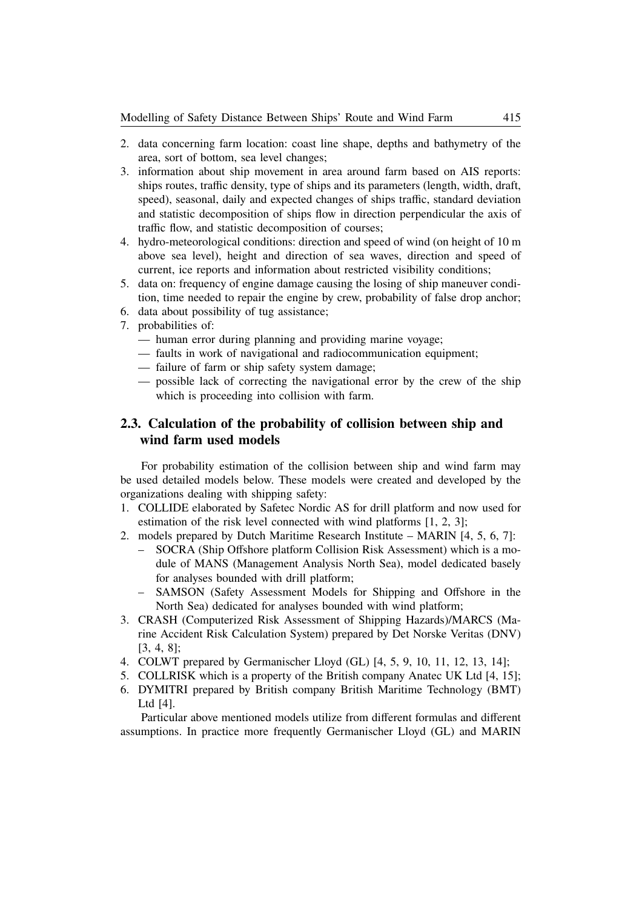2. data concerning farm location: coast line shape, depths and bathymetry of the area, sort of bottom, sea level changes;
3. information about ship movement in area around farm based on AIS reports: ships routes, traffic density, type of ships and its parameters (length, width, draft, speed), seasonal, daily and expected changes of ships traffic, standard deviation and statistic decomposition of ships flow in direction perpendicular the axis of traffic flow, and statistic decomposition of courses;
4. hydro-meteorological conditions: direction and speed of wind (on height of 10 m above sea level), height and direction of sea waves, direction and speed of current, ice reports and information about restricted visibility conditions;
5. data on: frequency of engine damage causing the losing of ship maneuver condition, time needed to repair the engine by crew, probability of false drop anchor;
6. data about possibility of tug assistance;
7. probabilities of:
   - human error during planning and providing marine voyage;
   - faults in work of navigational and radiocommunication equipment;
   - failure of farm or ship safety system damage;
   - possible lack of correcting the navigational error by the crew of the ship which is proceeding into collision with farm.

## 2.3. Calculation of the probability of collision between ship and wind farm used models

For probability estimation of the collision between ship and wind farm may be used detailed models below. These models were created and developed by the organizations dealing with shipping safety:

1. COLLIDE elaborated by Safetec Nordic AS for drill platform and now used for estimation of the risk level connected with wind platforms [1, 2, 3];
2. models prepared by Dutch Maritime Research Institute – MARIN [4, 5, 6, 7]:
   - SOCRA (Ship Offshore platform Collision Risk Assessment) which is a module of MANS (Management Analysis North Sea), model dedicated basely for analyses bounded with drill platform;
   - SAMSON (Safety Assessment Models for Shipping and Offshore in the North Sea) dedicated for analyses bounded with wind platform;
3. CRASH (Computerized Risk Assessment of Shipping Hazards)/MARCS (Marine Accident Risk Calculation System) prepared by Det Norske Veritas (DNV) [3, 4, 8];
4. COLWT prepared by Germanischer Lloyd (GL) [4, 5, 9, 10, 11, 12, 13, 14];
5. COLLRISK which is a property of the British company Anatec UK Ltd [4, 15];
6. DYMITRI prepared by British company British Maritime Technology (BMT) Ltd [4].

Particular above mentioned models utilize from different formulas and different assumptions. In practice more frequently Germanischer Lloyd (GL) and MARIN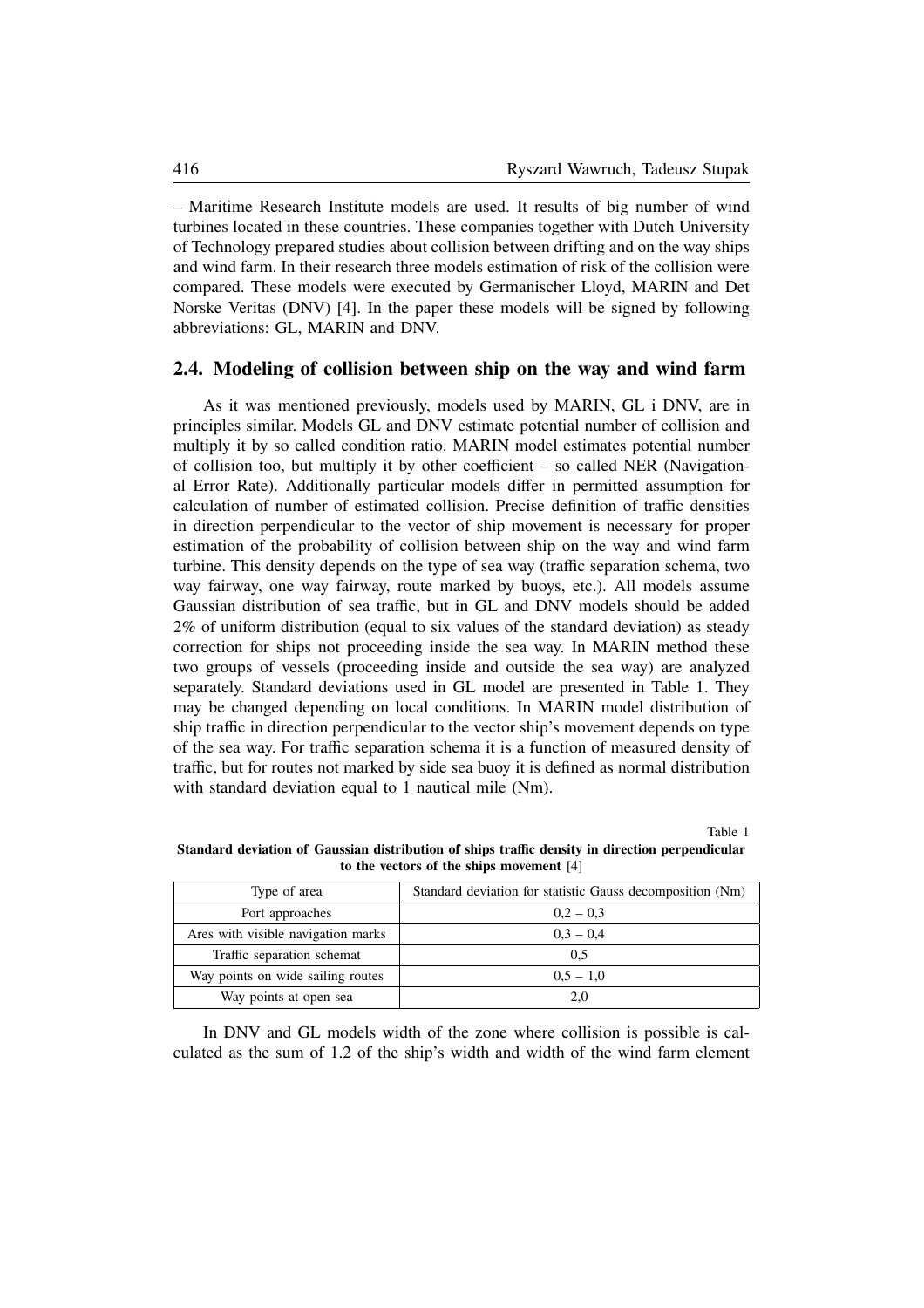– Maritime Research Institute models are used. It results of big number of wind turbines located in these countries. These companies together with Dutch University of Technology prepared studies about collision between drifting and on the way ships and wind farm. In their research three models estimation of risk of the collision were compared. These models were executed by Germanischer Lloyd, MARIN and Det Norske Veritas (DNV) [4]. In the paper these models will be signed by following abbreviations: GL, MARIN and DNV.

## 2.4. Modeling of collision between ship on the way and wind farm

As it was mentioned previously, models used by MARIN, GL i DNV, are in principles similar. Models GL and DNV estimate potential number of collision and multiply it by so called condition ratio. MARIN model estimates potential number of collision too, but multiply it by other coefficient – so called NER (Navigational Error Rate). Additionally particular models differ in permitted assumption for calculation of number of estimated collision. Precise definition of traffic densities in direction perpendicular to the vector of ship movement is necessary for proper estimation of the probability of collision between ship on the way and wind farm turbine. This density depends on the type of sea way (traffic separation schema, two way fairway, one way fairway, route marked by buoys, etc.). All models assume Gaussian distribution of sea traffic, but in GL and DNV models should be added 2% of uniform distribution (equal to six values of the standard deviation) as steady correction for ships not proceeding inside the sea way. In MARIN method these two groups of vessels (proceeding inside and outside the sea way) are analyzed separately. Standard deviations used in GL model are presented in Table 1. They may be changed depending on local conditions. In MARIN model distribution of ship traffic in direction perpendicular to the vector ship's movement depends on type of the sea way. For traffic separation schema it is a function of measured density of traffic, but for routes not marked by side sea buoy it is defined as normal distribution with standard deviation equal to 1 nautical mile (Nm).

Table 1

**Standard deviation of Gaussian distribution of ships traffic density in direction perpendicular to the vectors of the ships movement** [4]

| Type of area | Standard deviation for statistic Gauss decomposition (Nm) |
|---|---|
| Port approaches | 0,2 – 0,3 |
| Ares with visible navigation marks | 0,3 – 0,4 |
| Traffic separation schemat | 0,5 |
| Way points on wide sailing routes | 0,5 – 1,0 |
| Way points at open sea | 2,0 |

In DNV and GL models width of the zone where collision is possible is calculated as the sum of 1.2 of the ship's width and width of the wind farm element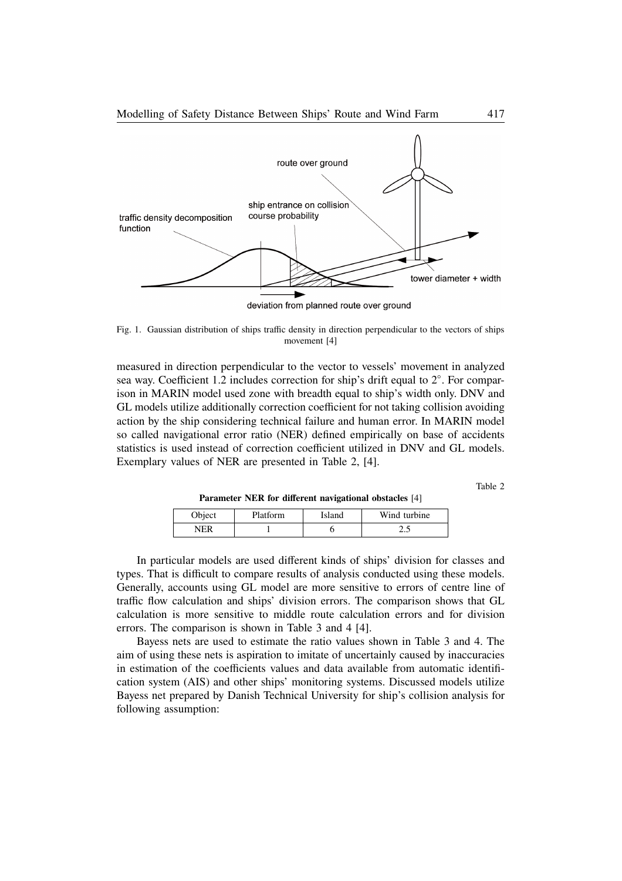Fig. 1. Gaussian distribution of ships traffic density in direction perpendicular to the vectors of ships movement [4]

measured in direction perpendicular to the vector to vessels' movement in analyzed sea way. Coefficient 1.2 includes correction for ship's drift equal to 2°. For comparison in MARIN model used zone with breadth equal to ship's width only. DNV and GL models utilize additionally correction coefficient for not taking collision avoiding action by the ship considering technical failure and human error. In MARIN model so called navigational error ratio (NER) defined empirically on base of accidents statistics is used instead of correction coefficient utilized in DNV and GL models. Exemplary values of NER are presented in Table 2, [4].

Table 2

**Parameter NER for different navigational obstacles** [4]

| Object | Platform | Island | Wind turbine |
|---|---|---|---|
| NER | 1 | 6 | 2.5 |

In particular models are used different kinds of ships' division for classes and types. That is difficult to compare results of analysis conducted using these models. Generally, accounts using GL model are more sensitive to errors of centre line of traffic flow calculation and ships' division errors. The comparison shows that GL calculation is more sensitive to middle route calculation errors and for division errors. The comparison is shown in Table 3 and 4 [4].

Bayess nets are used to estimate the ratio values shown in Table 3 and 4. The aim of using these nets is aspiration to imitate of uncertainly caused by inaccuracies in estimation of the coefficients values and data available from automatic identification system (AIS) and other ships' monitoring systems. Discussed models utilize Bayess net prepared by Danish Technical University for ship's collision analysis for following assumption: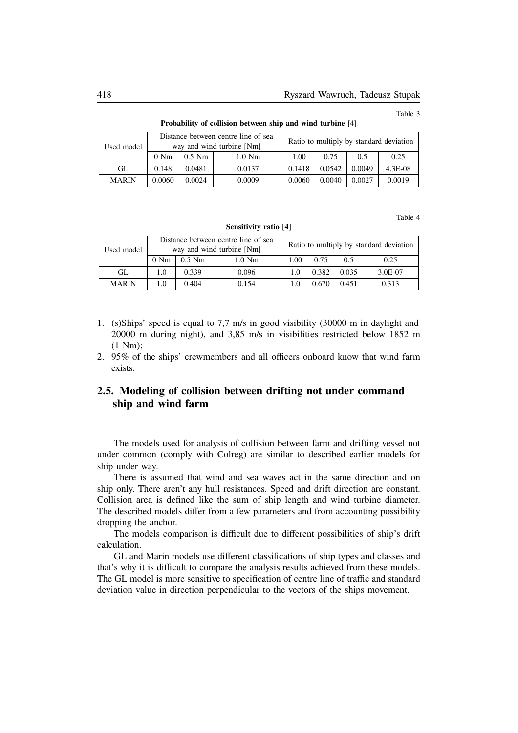Table 3

**Probability of collision between ship and wind turbine** [4]

| Used model | Distance between centre line of sea way and wind turbine [Nm] | | | Ratio to multiply by standard deviation | | | |
|---|---|---|---|---|---|---|---|
| | 0 Nm | 0.5 Nm | 1.0 Nm | 1.00 | 0.75 | 0.5 | 0.25 |
| GL | 0.148 | 0.0481 | 0.0137 | 0.1418 | 0.0542 | 0.0049 | 4.3E-08 |
| MARIN | 0.0060 | 0.0024 | 0.0009 | 0.0060 | 0.0040 | 0.0027 | 0.0019 |

Table 4

**Sensitivity ratio [4]**

| Used model | Distance between centre line of sea way and wind turbine [Nm] | | | Ratio to multiply by standard deviation | | | |
|---|---|---|---|---|---|---|---|
| | 0 Nm | 0.5 Nm | 1.0 Nm | 1.00 | 0.75 | 0.5 | 0.25 |
| GL | 1.0 | 0.339 | 0.096 | 1.0 | 0.382 | 0.035 | 3.0E-07 |
| MARIN | 1.0 | 0.404 | 0.154 | 1.0 | 0.670 | 0.451 | 0.313 |

1. (s)Ships' speed is equal to 7,7 m/s in good visibility (30000 m in daylight and 20000 m during night), and 3,85 m/s in visibilities restricted below 1852 m (1 Nm);
2. 95% of the ships' crewmembers and all officers onboard know that wind farm exists.

## 2.5. Modeling of collision between drifting not under command ship and wind farm

The models used for analysis of collision between farm and drifting vessel not under common (comply with Colreg) are similar to described earlier models for ship under way.

There is assumed that wind and sea waves act in the same direction and on ship only. There aren't any hull resistances. Speed and drift direction are constant. Collision area is defined like the sum of ship length and wind turbine diameter. The described models differ from a few parameters and from accounting possibility dropping the anchor.

The models comparison is difficult due to different possibilities of ship's drift calculation.

GL and Marin models use different classifications of ship types and classes and that's why it is difficult to compare the analysis results achieved from these models. The GL model is more sensitive to specification of centre line of traffic and standard deviation value in direction perpendicular to the vectors of the ships movement.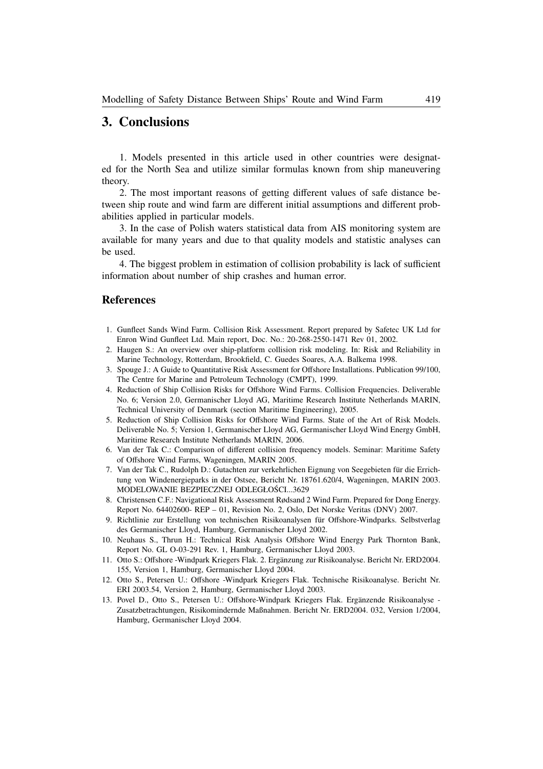## 3. Conclusions

1. Models presented in this article used in other countries were designated for the North Sea and utilize similar formulas known from ship maneuvering theory.

2. The most important reasons of getting different values of safe distance between ship route and wind farm are different initial assumptions and different probabilities applied in particular models.

3. In the case of Polish waters statistical data from AIS monitoring system are available for many years and due to that quality models and statistic analyses can be used.

4. The biggest problem in estimation of collision probability is lack of sufficient information about number of ship crashes and human error.

## References

1. Gunfleet Sands Wind Farm. Collision Risk Assessment. Report prepared by Safetec UK Ltd for Enron Wind Gunfleet Ltd. Main report, Doc. No.: 20-268-2550-1471 Rev 01, 2002.
2. Haugen S.: An overview over ship-platform collision risk modeling. In: Risk and Reliability in Marine Technology, Rotterdam, Brookfield, C. Guedes Soares, A.A. Balkema 1998.
3. Spouge J.: A Guide to Quantitative Risk Assessment for Offshore Installations. Publication 99/100, The Centre for Marine and Petroleum Technology (CMPT), 1999.
4. Reduction of Ship Collision Risks for Offshore Wind Farms. Collision Frequencies. Deliverable No. 6; Version 2.0, Germanischer Lloyd AG, Maritime Research Institute Netherlands MARIN, Technical University of Denmark (section Maritime Engineering), 2005.
5. Reduction of Ship Collision Risks for Offshore Wind Farms. State of the Art of Risk Models. Deliverable No. 5; Version 1, Germanischer Lloyd AG, Germanischer Lloyd Wind Energy GmbH, Maritime Research Institute Netherlands MARIN, 2006.
6. Van der Tak C.: Comparison of different collision frequency models. Seminar: Maritime Safety of Offshore Wind Farms, Wageningen, MARIN 2005.
7. Van der Tak C., Rudolph D.: Gutachten zur verkehrlichen Eignung von Seegebieten für die Errichtung von Windenergieparks in der Ostsee, Bericht Nr. 18761.620/4, Wageningen, MARIN 2003. MODELOWANIE BEZPIECZNEJ ODLEGŁOŚCI...3629
8. Christensen C.F.: Navigational Risk Assessment Rødsand 2 Wind Farm. Prepared for Dong Energy. Report No. 64402600- REP – 01, Revision No. 2, Oslo, Det Norske Veritas (DNV) 2007.
9. Richtlinie zur Erstellung von technischen Risikoanalysen für Offshore-Windparks. Selbstverlag des Germanischer Lloyd, Hamburg, Germanischer Lloyd 2002.
10. Neuhaus S., Thrun H.: Technical Risk Analysis Offshore Wind Energy Park Thornton Bank, Report No. GL O-03-291 Rev. 1, Hamburg, Germanischer Lloyd 2003.
11. Otto S.: Offshore -Windpark Kriegers Flak. 2. Ergänzung zur Risikoanalyse. Bericht Nr. ERD2004. 155, Version 1, Hamburg, Germanischer Lloyd 2004.
12. Otto S., Petersen U.: Offshore -Windpark Kriegers Flak. Technische Risikoanalyse. Bericht Nr. ERI 2003.54, Version 2, Hamburg, Germanischer Lloyd 2003.
13. Povel D., Otto S., Petersen U.: Offshore-Windpark Kriegers Flak. Ergänzende Risikoanalyse - Zusatzbetrachtungen, Risikomindernde Maßnahmen. Bericht Nr. ERD2004. 032, Version 1/2004, Hamburg, Germanischer Lloyd 2004.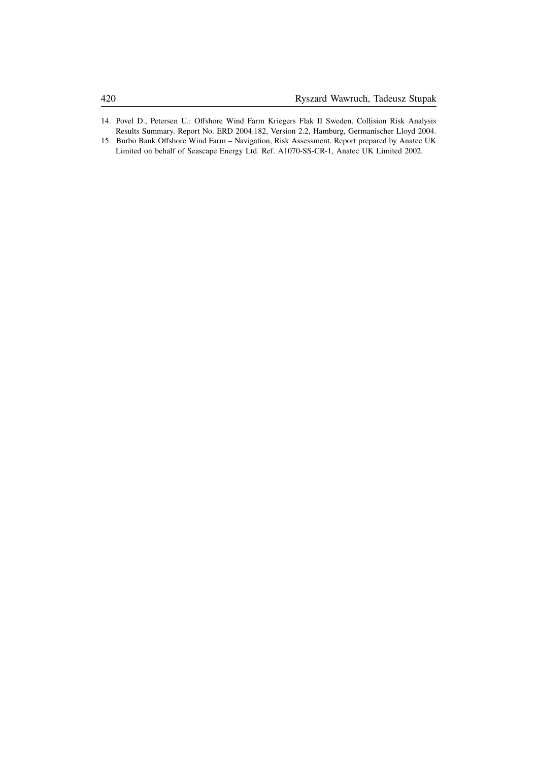14. Povel D., Petersen U.: Offshore Wind Farm Kriegers Flak II Sweden. Collision Risk Analysis Results Summary. Report No. ERD 2004.182, Version 2.2, Hamburg, Germanischer Lloyd 2004.
15. Burbo Bank Offshore Wind Farm – Navigation, Risk Assessment. Report prepared by Anatec UK Limited on behalf of Seascape Energy Ltd. Ref. A1070-SS-CR-1, Anatec UK Limited 2002.